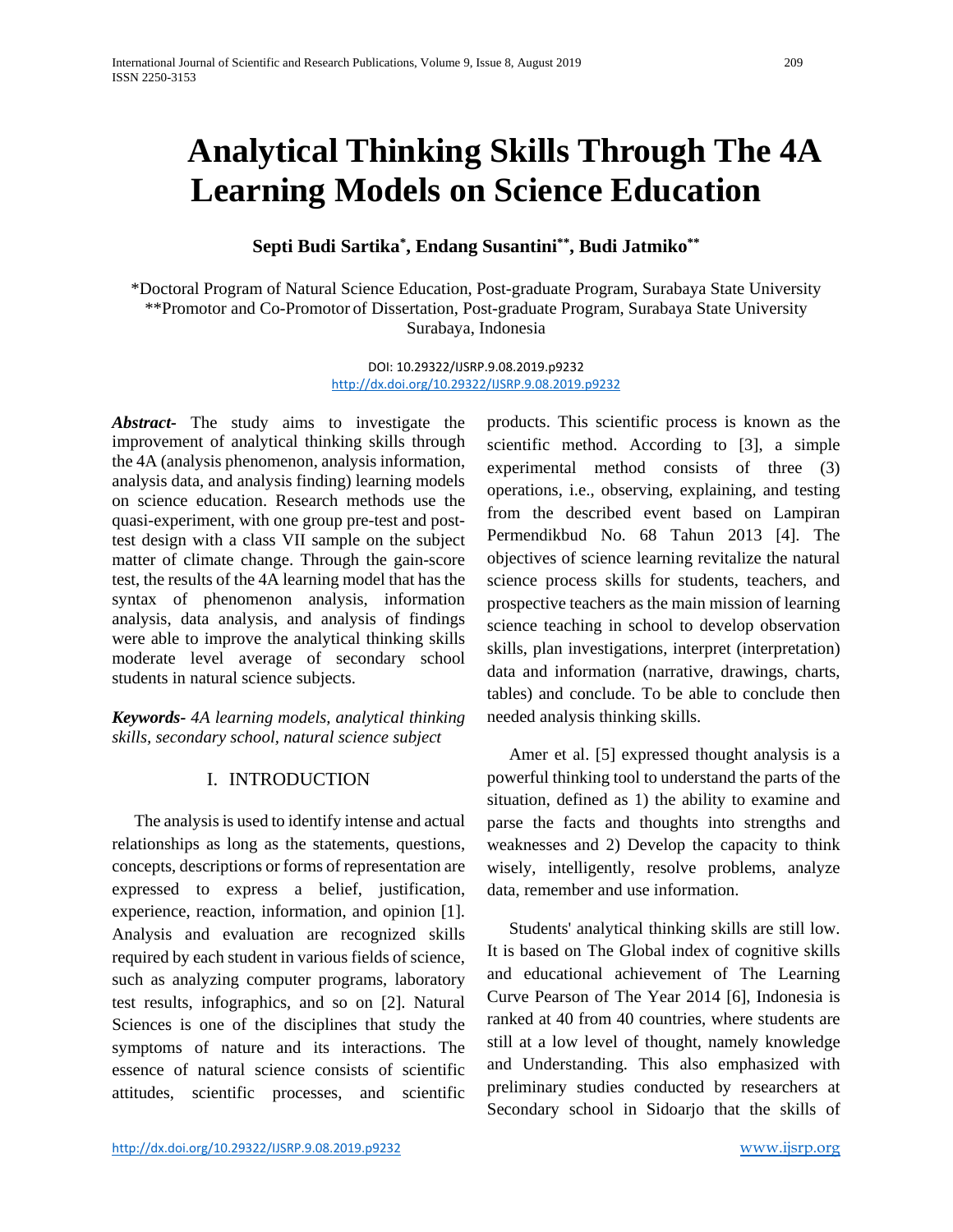# Analytical Thinking Skills Through The 4A Learning Models on Science Education

**Septi Budi Sartika[*], Endang Susantini[**], Budi Jatmiko[**]**

[*]Doctoral Program of Natural Science Education, Post-graduate Program, Surabaya State University
[**]Promotor and Co-Promotor of Dissertation, Post-graduate Program, Surabaya State University
Surabaya, Indonesia

DOI: 10.29322/IJSRP.9.08.2019.p9232
http://dx.doi.org/10.29322/IJSRP.9.08.2019.p9232

***Abstract-*** The study aims to investigate the improvement of analytical thinking skills through the 4A (analysis phenomenon, analysis information, analysis data, and analysis finding) learning models on science education. Research methods use the quasi-experiment, with one group pre-test and post-test design with a class VII sample on the subject matter of climate change. Through the gain-score test, the results of the 4A learning model that has the syntax of phenomenon analysis, information analysis, data analysis, and analysis of findings were able to improve the analytical thinking skills moderate level average of secondary school students in natural science subjects.

***Keywords-*** *4A learning models, analytical thinking skills, secondary school, natural science subject*

## I. INTRODUCTION

The analysis is used to identify intense and actual relationships as long as the statements, questions, concepts, descriptions or forms of representation are expressed to express a belief, justification, experience, reaction, information, and opinion [1]. Analysis and evaluation are recognized skills required by each student in various fields of science, such as analyzing computer programs, laboratory test results, infographics, and so on [2]. Natural Sciences is one of the disciplines that study the symptoms of nature and its interactions. The essence of natural science consists of scientific attitudes, scientific processes, and scientific products. This scientific process is known as the scientific method. According to [3], a simple experimental method consists of three (3) operations, i.e., observing, explaining, and testing from the described event based on Lampiran Permendikbud No. 68 Tahun 2013 [4]. The objectives of science learning revitalize the natural science process skills for students, teachers, and prospective teachers as the main mission of learning science teaching in school to develop observation skills, plan investigations, interpret (interpretation) data and information (narrative, drawings, charts, tables) and conclude. To be able to conclude then needed analysis thinking skills.

Amer et al. [5] expressed thought analysis is a powerful thinking tool to understand the parts of the situation, defined as 1) the ability to examine and parse the facts and thoughts into strengths and weaknesses and 2) Develop the capacity to think wisely, intelligently, resolve problems, analyze data, remember and use information.

Students' analytical thinking skills are still low. It is based on The Global index of cognitive skills and educational achievement of The Learning Curve Pearson of The Year 2014 [6], Indonesia is ranked at 40 from 40 countries, where students are still at a low level of thought, namely knowledge and Understanding. This also emphasized with preliminary studies conducted by researchers at Secondary school in Sidoarjo that the skills of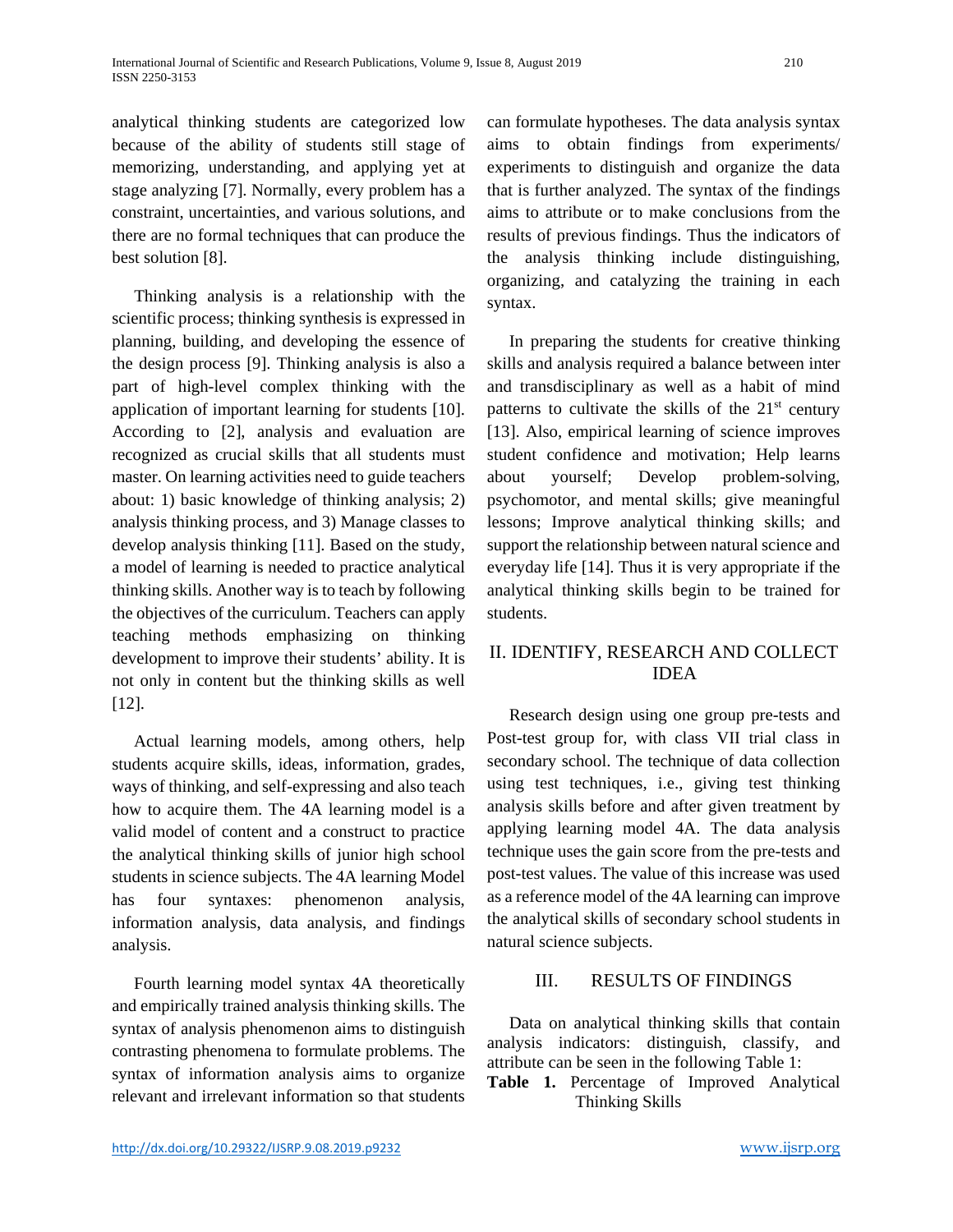analytical thinking students are categorized low because of the ability of students still stage of memorizing, understanding, and applying yet at stage analyzing [7]. Normally, every problem has a constraint, uncertainties, and various solutions, and there are no formal techniques that can produce the best solution [8].

Thinking analysis is a relationship with the scientific process; thinking synthesis is expressed in planning, building, and developing the essence of the design process [9]. Thinking analysis is also a part of high-level complex thinking with the application of important learning for students [10]. According to [2], analysis and evaluation are recognized as crucial skills that all students must master. On learning activities need to guide teachers about: 1) basic knowledge of thinking analysis; 2) analysis thinking process, and 3) Manage classes to develop analysis thinking [11]. Based on the study, a model of learning is needed to practice analytical thinking skills. Another way is to teach by following the objectives of the curriculum. Teachers can apply teaching methods emphasizing on thinking development to improve their students' ability. It is not only in content but the thinking skills as well [12].

Actual learning models, among others, help students acquire skills, ideas, information, grades, ways of thinking, and self-expressing and also teach how to acquire them. The 4A learning model is a valid model of content and a construct to practice the analytical thinking skills of junior high school students in science subjects. The 4A learning Model has four syntaxes: phenomenon analysis, information analysis, data analysis, and findings analysis.

Fourth learning model syntax 4A theoretically and empirically trained analysis thinking skills. The syntax of analysis phenomenon aims to distinguish contrasting phenomena to formulate problems. The syntax of information analysis aims to organize relevant and irrelevant information so that students can formulate hypotheses. The data analysis syntax aims to obtain findings from experiments/ experiments to distinguish and organize the data that is further analyzed. The syntax of the findings aims to attribute or to make conclusions from the results of previous findings. Thus the indicators of the analysis thinking include distinguishing, organizing, and catalyzing the training in each syntax.

In preparing the students for creative thinking skills and analysis required a balance between inter and transdisciplinary as well as a habit of mind patterns to cultivate the skills of the 21st century [13]. Also, empirical learning of science improves student confidence and motivation; Help learns about yourself; Develop problem-solving, psychomotor, and mental skills; give meaningful lessons; Improve analytical thinking skills; and support the relationship between natural science and everyday life [14]. Thus it is very appropriate if the analytical thinking skills begin to be trained for students.

## II. IDENTIFY, RESEARCH AND COLLECT IDEA

Research design using one group pre-tests and Post-test group for, with class VII trial class in secondary school. The technique of data collection using test techniques, i.e., giving test thinking analysis skills before and after given treatment by applying learning model 4A. The data analysis technique uses the gain score from the pre-tests and post-test values. The value of this increase was used as a reference model of the 4A learning can improve the analytical skills of secondary school students in natural science subjects.

## III. RESULTS OF FINDINGS

Data on analytical thinking skills that contain analysis indicators: distinguish, classify, and attribute can be seen in the following Table 1:

**Table 1.** Percentage of Improved Analytical Thinking Skills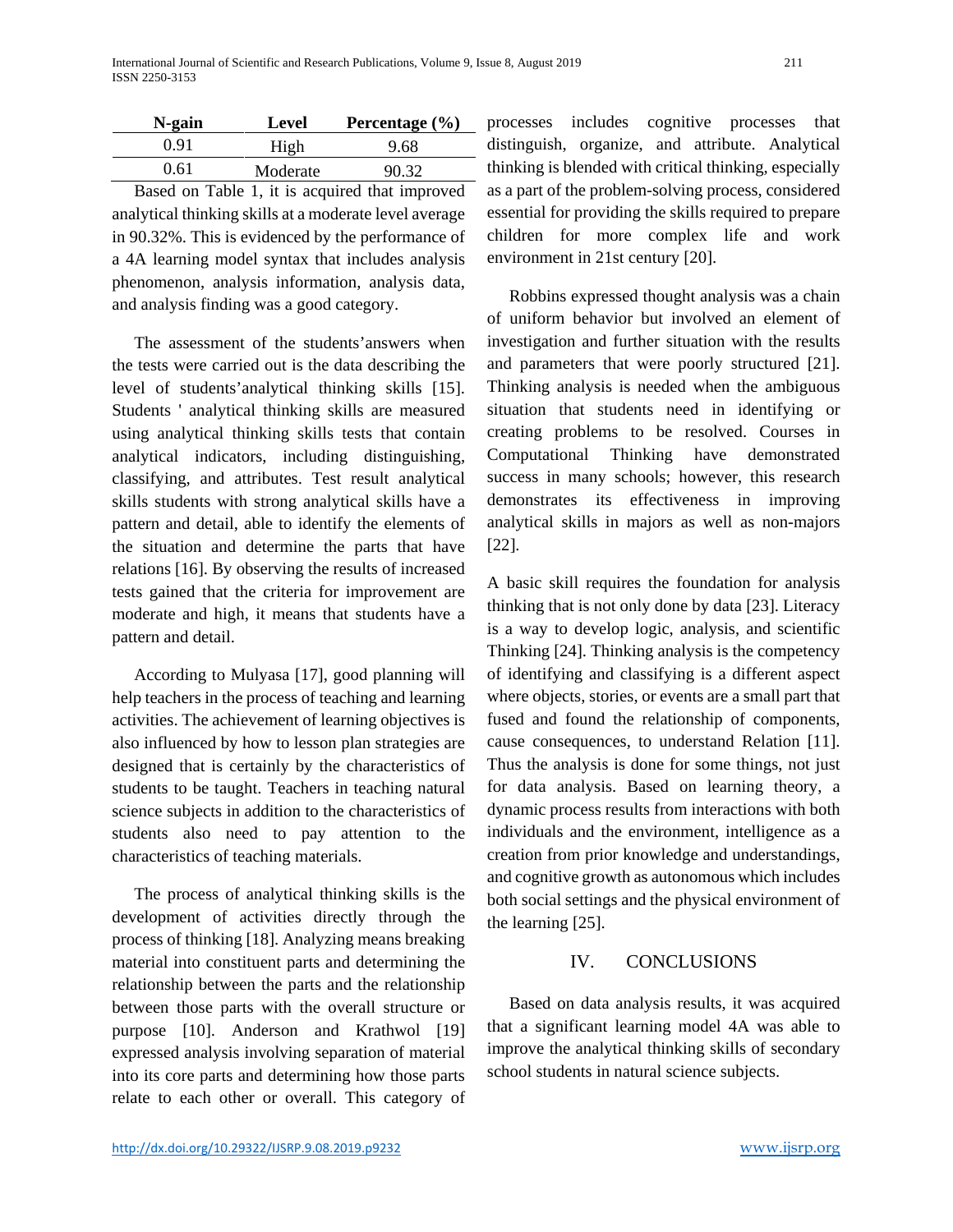| N-gain | Level | Percentage (%) |
| --- | --- | --- |
| 0.91 | High | 9.68 |
| 0.61 | Moderate | 90.32 |

Based on Table 1, it is acquired that improved analytical thinking skills at a moderate level average in 90.32%. This is evidenced by the performance of a 4A learning model syntax that includes analysis phenomenon, analysis information, analysis data, and analysis finding was a good category.

The assessment of the students'answers when the tests were carried out is the data describing the level of students'analytical thinking skills [15]. Students ' analytical thinking skills are measured using analytical thinking skills tests that contain analytical indicators, including distinguishing, classifying, and attributes. Test result analytical skills students with strong analytical skills have a pattern and detail, able to identify the elements of the situation and determine the parts that have relations [16]. By observing the results of increased tests gained that the criteria for improvement are moderate and high, it means that students have a pattern and detail.

According to Mulyasa [17], good planning will help teachers in the process of teaching and learning activities. The achievement of learning objectives is also influenced by how to lesson plan strategies are designed that is certainly by the characteristics of students to be taught. Teachers in teaching natural science subjects in addition to the characteristics of students also need to pay attention to the characteristics of teaching materials.

The process of analytical thinking skills is the development of activities directly through the process of thinking [18]. Analyzing means breaking material into constituent parts and determining the relationship between the parts and the relationship between those parts with the overall structure or purpose [10]. Anderson and Krathwol [19] expressed analysis involving separation of material into its core parts and determining how those parts relate to each other or overall. This category of processes includes cognitive processes that distinguish, organize, and attribute. Analytical thinking is blended with critical thinking, especially as a part of the problem-solving process, considered essential for providing the skills required to prepare children for more complex life and work environment in 21st century [20].

Robbins expressed thought analysis was a chain of uniform behavior but involved an element of investigation and further situation with the results and parameters that were poorly structured [21]. Thinking analysis is needed when the ambiguous situation that students need in identifying or creating problems to be resolved. Courses in Computational Thinking have demonstrated success in many schools; however, this research demonstrates its effectiveness in improving analytical skills in majors as well as non-majors [22].

A basic skill requires the foundation for analysis thinking that is not only done by data [23]. Literacy is a way to develop logic, analysis, and scientific Thinking [24]. Thinking analysis is the competency of identifying and classifying is a different aspect where objects, stories, or events are a small part that fused and found the relationship of components, cause consequences, to understand Relation [11]. Thus the analysis is done for some things, not just for data analysis. Based on learning theory, a dynamic process results from interactions with both individuals and the environment, intelligence as a creation from prior knowledge and understandings, and cognitive growth as autonomous which includes both social settings and the physical environment of the learning [25].

## IV. CONCLUSIONS

Based on data analysis results, it was acquired that a significant learning model 4A was able to improve the analytical thinking skills of secondary school students in natural science subjects.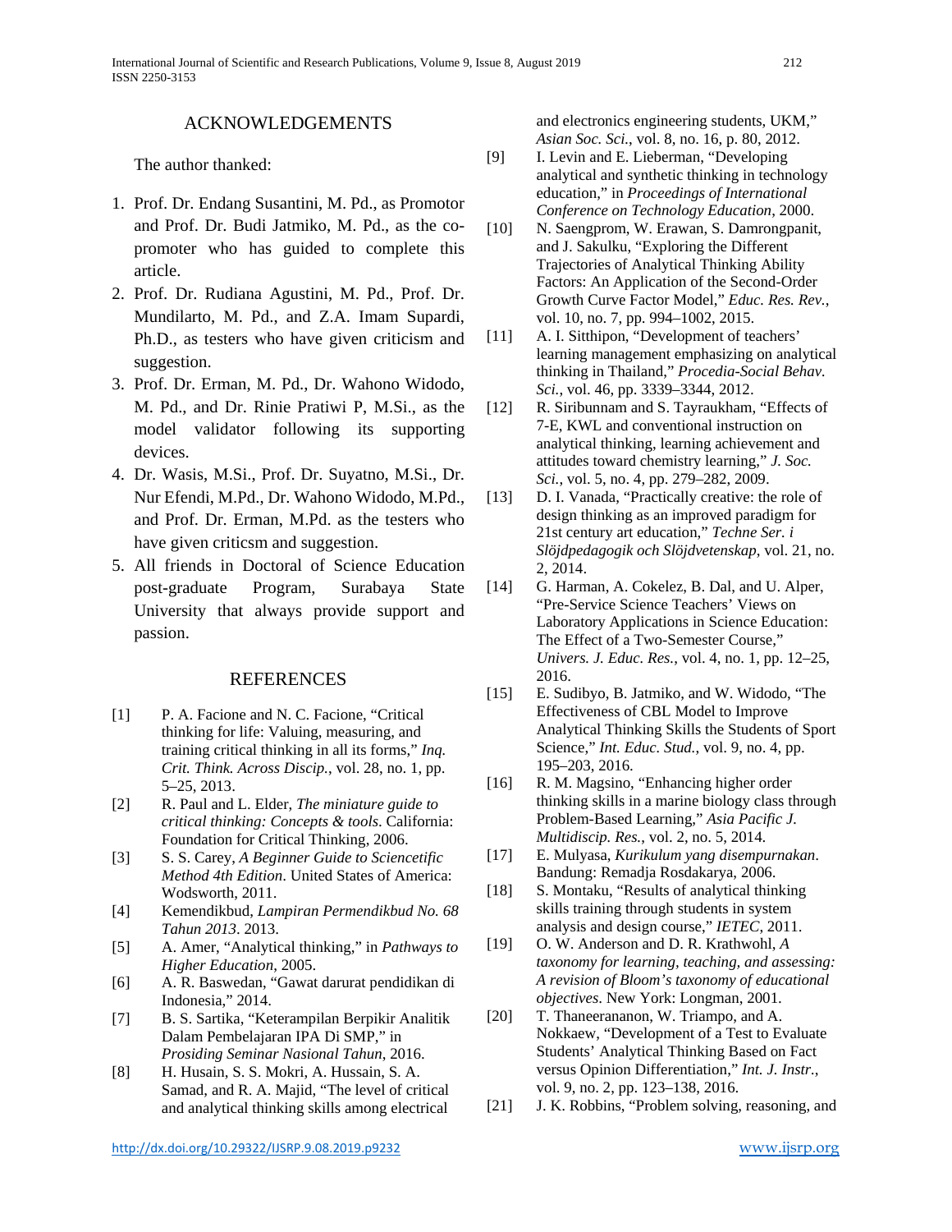## ACKNOWLEDGEMENTS

The author thanked:

1. Prof. Dr. Endang Susantini, M. Pd., as Promotor and Prof. Dr. Budi Jatmiko, M. Pd., as the co-promoter who has guided to complete this article.
2. Prof. Dr. Rudiana Agustini, M. Pd., Prof. Dr. Mundilarto, M. Pd., and Z.A. Imam Supardi, Ph.D., as testers who have given criticism and suggestion.
3. Prof. Dr. Erman, M. Pd., Dr. Wahono Widodo, M. Pd., and Dr. Rinie Pratiwi P, M.Si., as the model validator following its supporting devices.
4. Dr. Wasis, M.Si., Prof. Dr. Suyatno, M.Si., Dr. Nur Efendi, M.Pd., Dr. Wahono Widodo, M.Pd., and Prof. Dr. Erman, M.Pd. as the testers who have given criticsm and suggestion.
5. All friends in Doctoral of Science Education post-graduate Program, Surabaya State University that always provide support and passion.

## REFERENCES

[1] P. A. Facione and N. C. Facione, "Critical thinking for life: Valuing, measuring, and training critical thinking in all its forms," *Inq. Crit. Think. Across Discip.*, vol. 28, no. 1, pp. 5–25, 2013.

[2] R. Paul and L. Elder, *The miniature guide to critical thinking: Concepts & tools*. California: Foundation for Critical Thinking, 2006.

[3] S. S. Carey, *A Beginner Guide to Sciencetific Method 4th Edition*. United States of America: Wodsworth, 2011.

[4] Kemendikbud, *Lampiran Permendikbud No. 68 Tahun 2013*. 2013.

[5] A. Amer, "Analytical thinking," in *Pathways to Higher Education*, 2005.

[6] A. R. Baswedan, "Gawat darurat pendidikan di Indonesia," 2014.

[7] B. S. Sartika, "Keterampilan Berpikir Analitik Dalam Pembelajaran IPA Di SMP," in *Prosiding Seminar Nasional Tahun*, 2016.

[8] H. Husain, S. S. Mokri, A. Hussain, S. A. Samad, and R. A. Majid, "The level of critical and analytical thinking skills among electrical and electronics engineering students, UKM," *Asian Soc. Sci.*, vol. 8, no. 16, p. 80, 2012.

[9] I. Levin and E. Lieberman, "Developing analytical and synthetic thinking in technology education," in *Proceedings of International Conference on Technology Education*, 2000.

[10] N. Saengprom, W. Erawan, S. Damrongpanit, and J. Sakulku, "Exploring the Different Trajectories of Analytical Thinking Ability Factors: An Application of the Second-Order Growth Curve Factor Model," *Educ. Res. Rev.*, vol. 10, no. 7, pp. 994–1002, 2015.

[11] A. I. Sitthipon, "Development of teachers' learning management emphasizing on analytical thinking in Thailand," *Procedia-Social Behav. Sci.*, vol. 46, pp. 3339–3344, 2012.

[12] R. Siribunnam and S. Tayraukham, "Effects of 7-E, KWL and conventional instruction on analytical thinking, learning achievement and attitudes toward chemistry learning," *J. Soc. Sci.*, vol. 5, no. 4, pp. 279–282, 2009.

[13] D. I. Vanada, "Practically creative: the role of design thinking as an improved paradigm for 21st century art education," *Techne Ser. i Slöjdpedagogik och Slöjdvetenskap*, vol. 21, no. 2, 2014.

[14] G. Harman, A. Cokelez, B. Dal, and U. Alper, "Pre-Service Science Teachers' Views on Laboratory Applications in Science Education: The Effect of a Two-Semester Course," *Univers. J. Educ. Res.*, vol. 4, no. 1, pp. 12–25, 2016.

[15] E. Sudibyo, B. Jatmiko, and W. Widodo, "The Effectiveness of CBL Model to Improve Analytical Thinking Skills the Students of Sport Science," *Int. Educ. Stud.*, vol. 9, no. 4, pp. 195–203, 2016.

[16] R. M. Magsino, "Enhancing higher order thinking skills in a marine biology class through Problem-Based Learning," *Asia Pacific J. Multidiscip. Res.*, vol. 2, no. 5, 2014.

[17] E. Mulyasa, *Kurikulum yang disempurnakan*. Bandung: Remadja Rosdakarya, 2006.

[18] S. Montaku, "Results of analytical thinking skills training through students in system analysis and design course," *IETEC*, 2011.

[19] O. W. Anderson and D. R. Krathwohl, *A taxonomy for learning, teaching, and assessing: A revision of Bloom's taxonomy of educational objectives*. New York: Longman, 2001.

[20] T. Thaneerananon, W. Triampo, and A. Nokkaew, "Development of a Test to Evaluate Students' Analytical Thinking Based on Fact versus Opinion Differentiation," *Int. J. Instr.*, vol. 9, no. 2, pp. 123–138, 2016.

[21] J. K. Robbins, "Problem solving, reasoning, and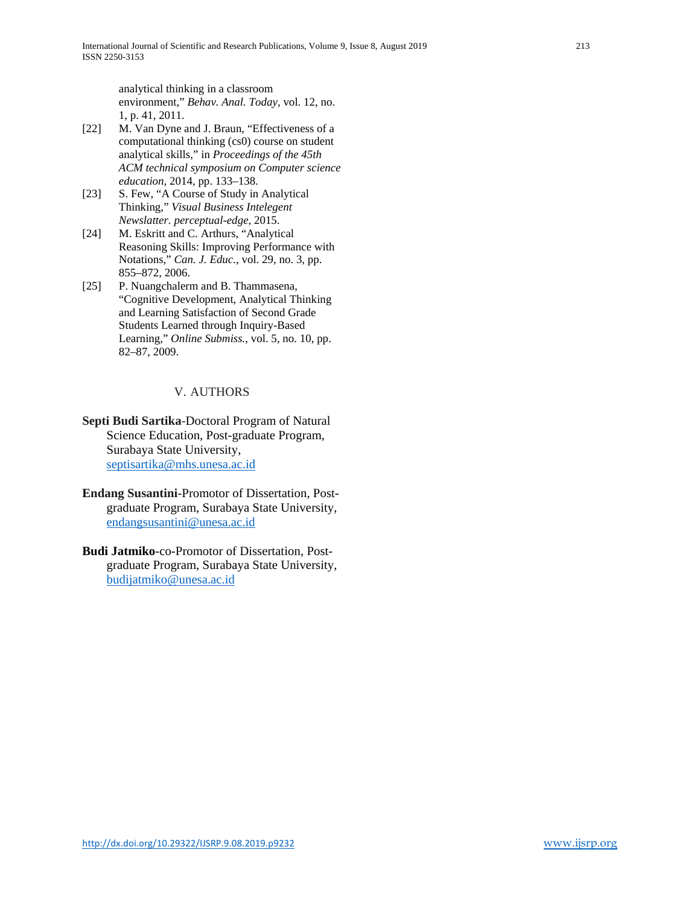analytical thinking in a classroom environment," *Behav. Anal. Today*, vol. 12, no. 1, p. 41, 2011.

[22] M. Van Dyne and J. Braun, "Effectiveness of a computational thinking (cs0) course on student analytical skills," in *Proceedings of the 45th ACM technical symposium on Computer science education*, 2014, pp. 133–138.

[23] S. Few, "A Course of Study in Analytical Thinking," *Visual Business Intelegent Newslatter. perceptual-edge*, 2015.

[24] M. Eskritt and C. Arthurs, "Analytical Reasoning Skills: Improving Performance with Notations," *Can. J. Educ.*, vol. 29, no. 3, pp. 855–872, 2006.

[25] P. Nuangchalerm and B. Thammasena, "Cognitive Development, Analytical Thinking and Learning Satisfaction of Second Grade Students Learned through Inquiry-Based Learning," *Online Submiss.*, vol. 5, no. 10, pp. 82–87, 2009.

## V. AUTHORS

**Septi Budi Sartika**-Doctoral Program of Natural Science Education, Post-graduate Program, Surabaya State University, septisartika@mhs.unesa.ac.id

**Endang Susantini**-Promotor of Dissertation, Post-graduate Program, Surabaya State University, endangsusantini@unesa.ac.id

**Budi Jatmiko**-co-Promotor of Dissertation, Post-graduate Program, Surabaya State University, budijatmiko@unesa.ac.id